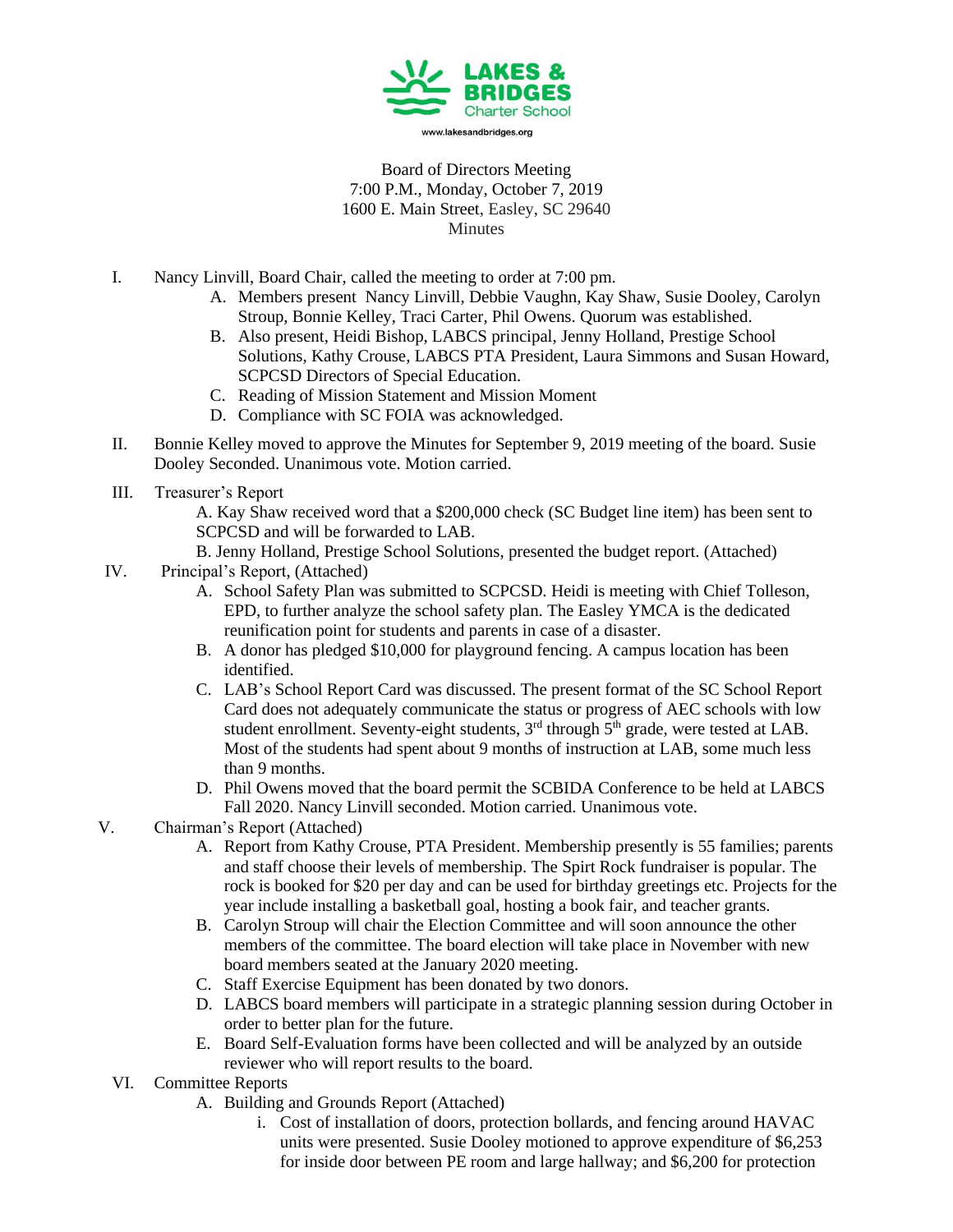LAKES & BRIDGES Charter School

www.lakesandbridges.org

Board of Directors Meeting
7:00 P.M., Monday, October 7, 2019
1600 E. Main Street, Easley, SC 29640
Minutes

I. Nancy Linvill, Board Chair, called the meeting to order at 7:00 pm.
   A. Members present Nancy Linvill, Debbie Vaughn, Kay Shaw, Susie Dooley, Carolyn Stroup, Bonnie Kelley, Traci Carter, Phil Owens. Quorum was established.
   B. Also present, Heidi Bishop, LABCS principal, Jenny Holland, Prestige School Solutions, Kathy Crouse, LABCS PTA President, Laura Simmons and Susan Howard, SCPCSD Directors of Special Education.
   C. Reading of Mission Statement and Mission Moment
   D. Compliance with SC FOIA was acknowledged.

II. Bonnie Kelley moved to approve the Minutes for September 9, 2019 meeting of the board. Susie Dooley Seconded. Unanimous vote. Motion carried.

III. Treasurer's Report
   A. Kay Shaw received word that a $200,000 check (SC Budget line item) has been sent to SCPCSD and will be forwarded to LAB.
   B. Jenny Holland, Prestige School Solutions, presented the budget report. (Attached)

IV. Principal's Report, (Attached)
   A. School Safety Plan was submitted to SCPCSD. Heidi is meeting with Chief Tolleson, EPD, to further analyze the school safety plan. The Easley YMCA is the dedicated reunification point for students and parents in case of a disaster.
   B. A donor has pledged $10,000 for playground fencing. A campus location has been identified.
   C. LAB's School Report Card was discussed. The present format of the SC School Report Card does not adequately communicate the status or progress of AEC schools with low student enrollment. Seventy-eight students, 3rd through 5th grade, were tested at LAB. Most of the students had spent about 9 months of instruction at LAB, some much less than 9 months.
   D. Phil Owens moved that the board permit the SCBIDA Conference to be held at LABCS Fall 2020. Nancy Linvill seconded. Motion carried. Unanimous vote.

V. Chairman's Report (Attached)
   A. Report from Kathy Crouse, PTA President. Membership presently is 55 families; parents and staff choose their levels of membership. The Spirt Rock fundraiser is popular. The rock is booked for $20 per day and can be used for birthday greetings etc. Projects for the year include installing a basketball goal, hosting a book fair, and teacher grants.
   B. Carolyn Stroup will chair the Election Committee and will soon announce the other members of the committee. The board election will take place in November with new board members seated at the January 2020 meeting.
   C. Staff Exercise Equipment has been donated by two donors.
   D. LABCS board members will participate in a strategic planning session during October in order to better plan for the future.
   E. Board Self-Evaluation forms have been collected and will be analyzed by an outside reviewer who will report results to the board.

VI. Committee Reports
   A. Building and Grounds Report (Attached)
      i. Cost of installation of doors, protection bollards, and fencing around HAVAC units were presented. Susie Dooley motioned to approve expenditure of $6,253 for inside door between PE room and large hallway; and $6,200 for protection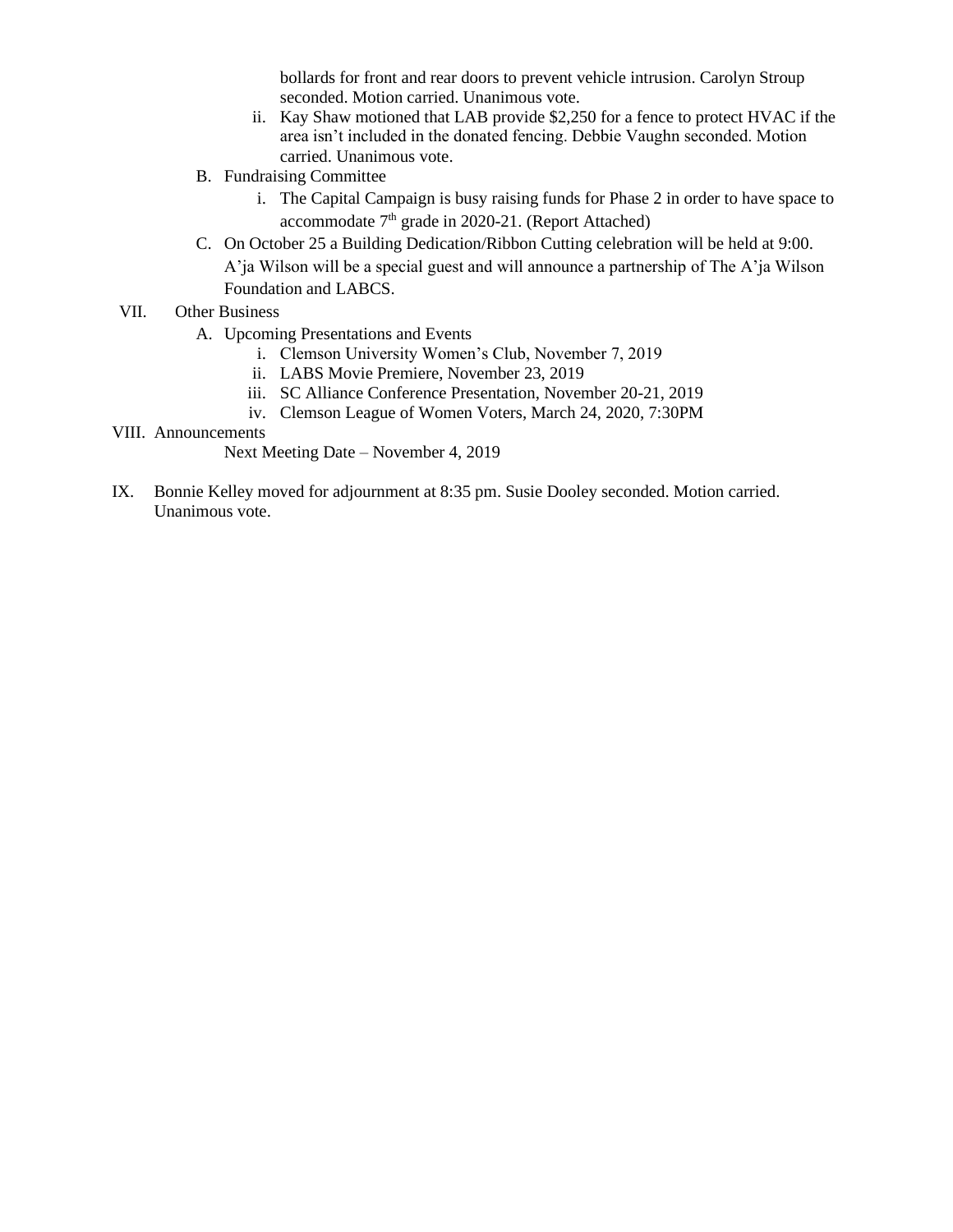bollards for front and rear doors to prevent vehicle intrusion. Carolyn Stroup seconded. Motion carried. Unanimous vote.

   ii. Kay Shaw motioned that LAB provide $2,250 for a fence to protect HVAC if the area isn't included in the donated fencing. Debbie Vaughn seconded. Motion carried. Unanimous vote.

B. Fundraising Committee

   i. The Capital Campaign is busy raising funds for Phase 2 in order to have space to accommodate 7th grade in 2020-21. (Report Attached)

C. On October 25 a Building Dedication/Ribbon Cutting celebration will be held at 9:00. A'ja Wilson will be a special guest and will announce a partnership of The A'ja Wilson Foundation and LABCS.

VII. Other Business

A. Upcoming Presentations and Events

   i. Clemson University Women's Club, November 7, 2019
   ii. LABS Movie Premiere, November 23, 2019
   iii. SC Alliance Conference Presentation, November 20-21, 2019
   iv. Clemson League of Women Voters, March 24, 2020, 7:30PM

VIII. Announcements

Next Meeting Date – November 4, 2019

IX. Bonnie Kelley moved for adjournment at 8:35 pm. Susie Dooley seconded. Motion carried. Unanimous vote.